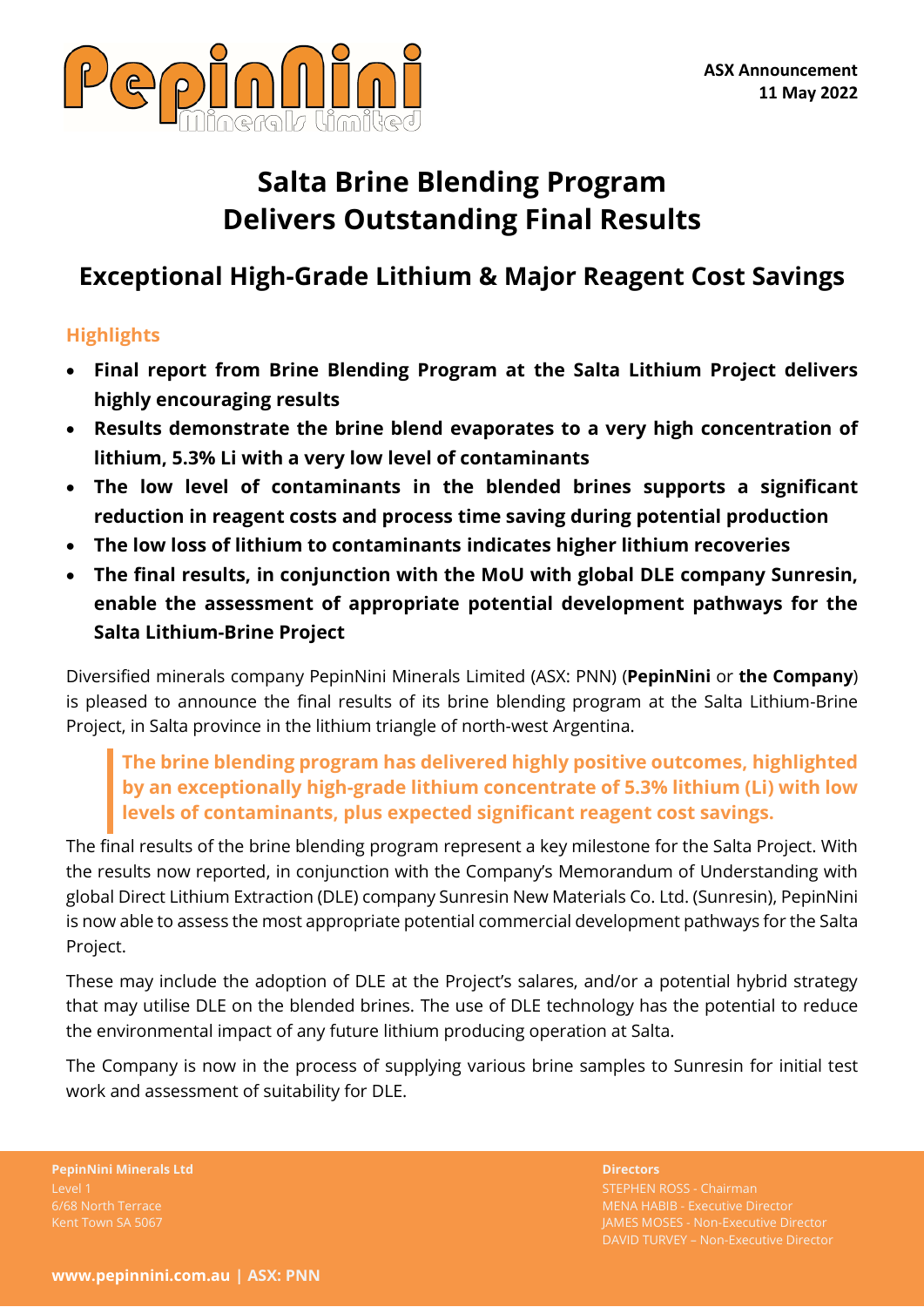**ASX Announcement**
**11 May 2022**

# Salta Brine Blending Program Delivers Outstanding Final Results

## Exceptional High-Grade Lithium & Major Reagent Cost Savings

### Highlights

- **Final report from Brine Blending Program at the Salta Lithium Project delivers highly encouraging results**
- **Results demonstrate the brine blend evaporates to a very high concentration of lithium, 5.3% Li with a very low level of contaminants**
- **The low level of contaminants in the blended brines supports a significant reduction in reagent costs and process time saving during potential production**
- **The low loss of lithium to contaminants indicates higher lithium recoveries**
- **The final results, in conjunction with the MoU with global DLE company Sunresin, enable the assessment of appropriate potential development pathways for the Salta Lithium-Brine Project**

Diversified minerals company PepinNini Minerals Limited (ASX: PNN) (**PepinNini** or **the Company**) is pleased to announce the final results of its brine blending program at the Salta Lithium-Brine Project, in Salta province in the lithium triangle of north-west Argentina.

> **The brine blending program has delivered highly positive outcomes, highlighted by an exceptionally high-grade lithium concentrate of 5.3% lithium (Li) with low levels of contaminants, plus expected significant reagent cost savings.**

The final results of the brine blending program represent a key milestone for the Salta Project. With the results now reported, in conjunction with the Company's Memorandum of Understanding with global Direct Lithium Extraction (DLE) company Sunresin New Materials Co. Ltd. (Sunresin), PepinNini is now able to assess the most appropriate potential commercial development pathways for the Salta Project.

These may include the adoption of DLE at the Project's salares, and/or a potential hybrid strategy that may utilise DLE on the blended brines. The use of DLE technology has the potential to reduce the environmental impact of any future lithium producing operation at Salta.

The Company is now in the process of supplying various brine samples to Sunresin for initial test work and assessment of suitability for DLE.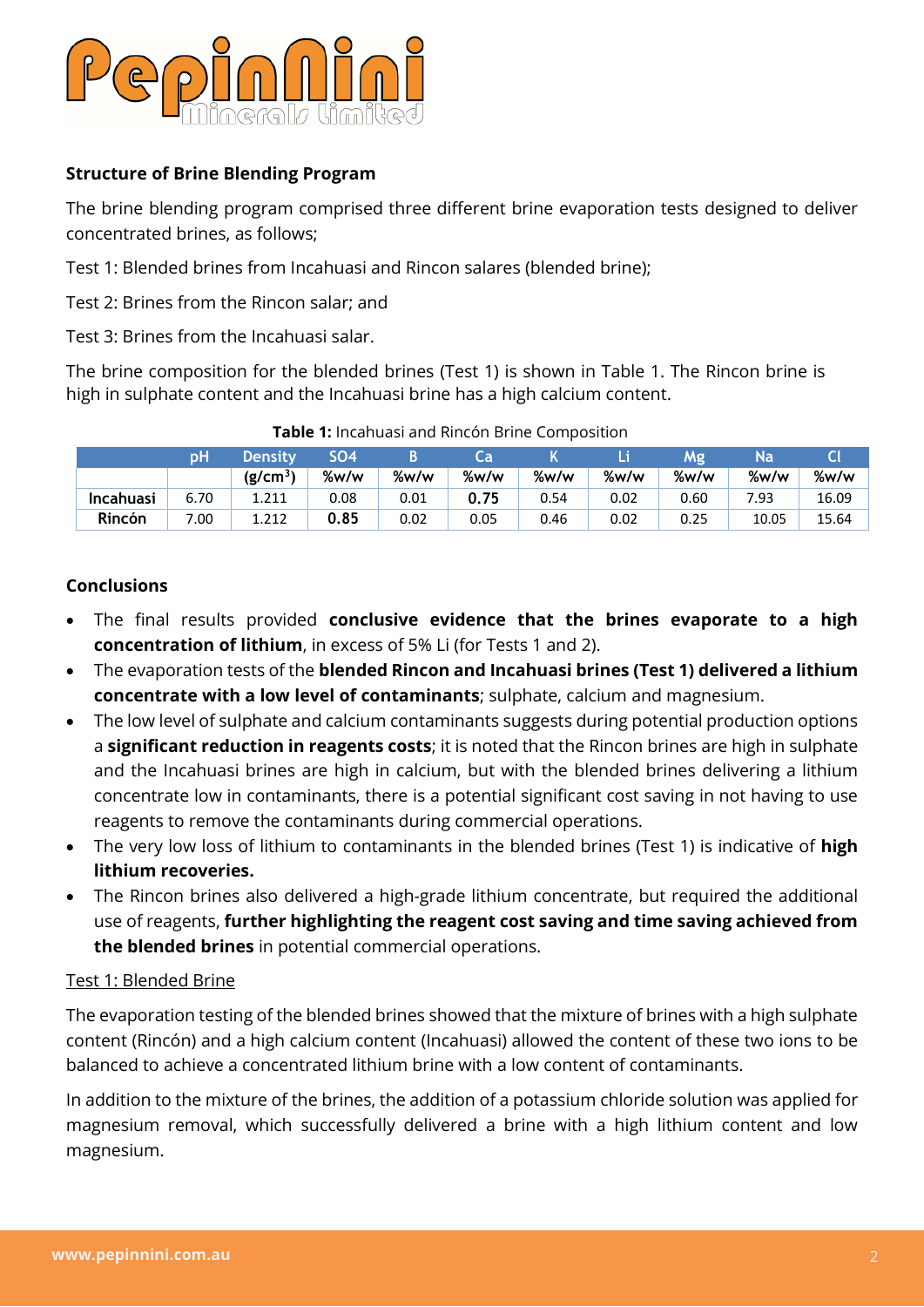## Structure of Brine Blending Program

The brine blending program comprised three different brine evaporation tests designed to deliver concentrated brines, as follows;

Test 1: Blended brines from Incahuasi and Rincon salares (blended brine);

Test 2: Brines from the Rincon salar; and

Test 3: Brines from the Incahuasi salar.

The brine composition for the blended brines (Test 1) is shown in Table 1. The Rincon brine is high in sulphate content and the Incahuasi brine has a high calcium content.

**Table 1:** Incahuasi and Rincón Brine Composition

| | pH | Density | SO4 | B | Ca | K | Li | Mg | Na | Cl |
|---|---|---|---|---|---|---|---|---|---|---|
| | | ($g/cm^3$) | %w/w | %w/w | %w/w | %w/w | %w/w | %w/w | %w/w | %w/w |
| **Incahuasi** | 6.70 | 1.211 | 0.08 | 0.01 | **0.75** | 0.54 | 0.02 | 0.60 | 7.93 | 16.09 |
| **Rincón** | 7.00 | 1.212 | **0.85** | 0.02 | 0.05 | 0.46 | 0.02 | 0.25 | 10.05 | 15.64 |

## Conclusions

- The final results provided **conclusive evidence that the brines evaporate to a high concentration of lithium**, in excess of 5% Li (for Tests 1 and 2).
- The evaporation tests of the **blended Rincon and Incahuasi brines (Test 1) delivered a lithium concentrate with a low level of contaminants**; sulphate, calcium and magnesium.
- The low level of sulphate and calcium contaminants suggests during potential production options a **significant reduction in reagents costs**; it is noted that the Rincon brines are high in sulphate and the Incahuasi brines are high in calcium, but with the blended brines delivering a lithium concentrate low in contaminants, there is a potential significant cost saving in not having to use reagents to remove the contaminants during commercial operations.
- The very low loss of lithium to contaminants in the blended brines (Test 1) is indicative of **high lithium recoveries.**
- The Rincon brines also delivered a high-grade lithium concentrate, but required the additional use of reagents, **further highlighting the reagent cost saving and time saving achieved from the blended brines** in potential commercial operations.

### Test 1: Blended Brine

The evaporation testing of the blended brines showed that the mixture of brines with a high sulphate content (Rincón) and a high calcium content (Incahuasi) allowed the content of these two ions to be balanced to achieve a concentrated lithium brine with a low content of contaminants.

In addition to the mixture of the brines, the addition of a potassium chloride solution was applied for magnesium removal, which successfully delivered a brine with a high lithium content and low magnesium.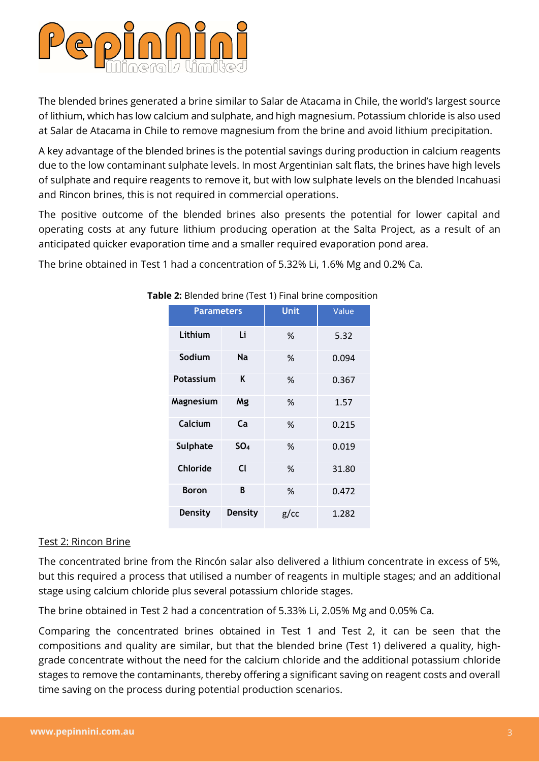The blended brines generated a brine similar to Salar de Atacama in Chile, the world's largest source of lithium, which has low calcium and sulphate, and high magnesium. Potassium chloride is also used at Salar de Atacama in Chile to remove magnesium from the brine and avoid lithium precipitation.

A key advantage of the blended brines is the potential savings during production in calcium reagents due to the low contaminant sulphate levels. In most Argentinian salt flats, the brines have high levels of sulphate and require reagents to remove it, but with low sulphate levels on the blended Incahuasi and Rincon brines, this is not required in commercial operations.

The positive outcome of the blended brines also presents the potential for lower capital and operating costs at any future lithium producing operation at the Salta Project, as a result of an anticipated quicker evaporation time and a smaller required evaporation pond area.

The brine obtained in Test 1 had a concentration of 5.32% Li, 1.6% Mg and 0.2% Ca.

**Table 2:** Blended brine (Test 1) Final brine composition

| Parameters | | Unit | Value |
|---|---|---|---|
| Lithium | Li | % | 5.32 |
| Sodium | Na | % | 0.094 |
| Potassium | K | % | 0.367 |
| Magnesium | Mg | % | 1.57 |
| Calcium | Ca | % | 0.215 |
| Sulphate | $SO_4$ | % | 0.019 |
| Chloride | Cl | % | 31.80 |
| Boron | B | % | 0.472 |
| Density | Density | g/cc | 1.282 |

Test 2: Rincon Brine

The concentrated brine from the Rincón salar also delivered a lithium concentrate in excess of 5%, but this required a process that utilised a number of reagents in multiple stages; and an additional stage using calcium chloride plus several potassium chloride stages.

The brine obtained in Test 2 had a concentration of 5.33% Li, 2.05% Mg and 0.05% Ca.

Comparing the concentrated brines obtained in Test 1 and Test 2, it can be seen that the compositions and quality are similar, but that the blended brine (Test 1) delivered a quality, high-grade concentrate without the need for the calcium chloride and the additional potassium chloride stages to remove the contaminants, thereby offering a significant saving on reagent costs and overall time saving on the process during potential production scenarios.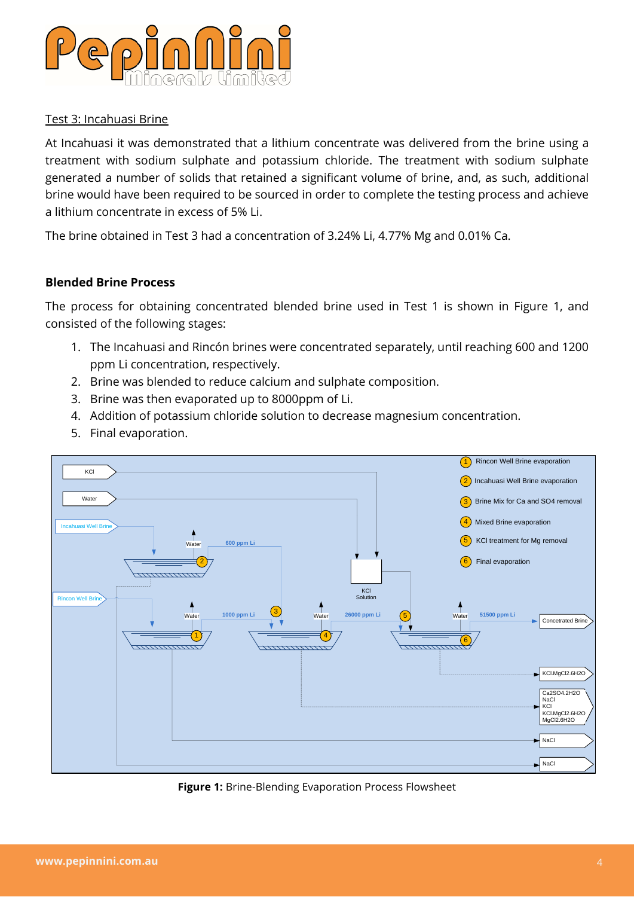Test 3: Incahuasi Brine

At Incahuasi it was demonstrated that a lithium concentrate was delivered from the brine using a treatment with sodium sulphate and potassium chloride. The treatment with sodium sulphate generated a number of solids that retained a significant volume of brine, and, as such, additional brine would have been required to be sourced in order to complete the testing process and achieve a lithium concentrate in excess of 5% Li.

The brine obtained in Test 3 had a concentration of 3.24% Li, 4.77% Mg and 0.01% Ca.

### Blended Brine Process

The process for obtaining concentrated blended brine used in Test 1 is shown in Figure 1, and consisted of the following stages:

1. The Incahuasi and Rincón brines were concentrated separately, until reaching 600 and 1200 ppm Li concentration, respectively.
2. Brine was blended to reduce calcium and sulphate composition.
3. Brine was then evaporated up to 8000ppm of Li.
4. Addition of potassium chloride solution to decrease magnesium concentration.
5. Final evaporation.

**Figure 1:** Brine-Blending Evaporation Process Flowsheet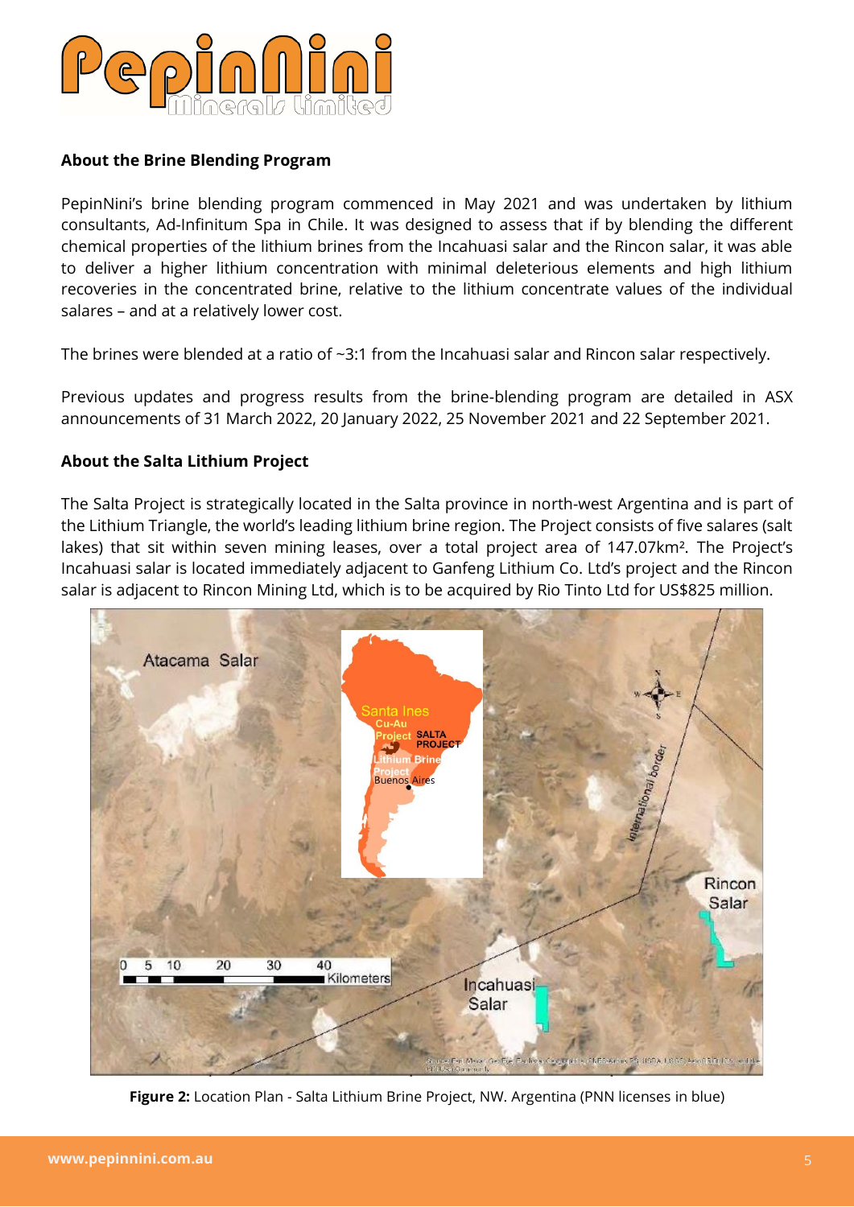### About the Brine Blending Program

PepinNini's brine blending program commenced in May 2021 and was undertaken by lithium consultants, Ad-Infinitum Spa in Chile. It was designed to assess that if by blending the different chemical properties of the lithium brines from the Incahuasi salar and the Rincon salar, it was able to deliver a higher lithium concentration with minimal deleterious elements and high lithium recoveries in the concentrated brine, relative to the lithium concentrate values of the individual salares – and at a relatively lower cost.

The brines were blended at a ratio of ~3:1 from the Incahuasi salar and Rincon salar respectively.

Previous updates and progress results from the brine-blending program are detailed in ASX announcements of 31 March 2022, 20 January 2022, 25 November 2021 and 22 September 2021.

### About the Salta Lithium Project

The Salta Project is strategically located in the Salta province in north-west Argentina and is part of the Lithium Triangle, the world's leading lithium brine region. The Project consists of five salares (salt lakes) that sit within seven mining leases, over a total project area of 147.07km². The Project's Incahuasi salar is located immediately adjacent to Ganfeng Lithium Co. Ltd's project and the Rincon salar is adjacent to Rincon Mining Ltd, which is to be acquired by Rio Tinto Ltd for US$825 million.

**Figure 2:** Location Plan - Salta Lithium Brine Project, NW. Argentina (PNN licenses in blue)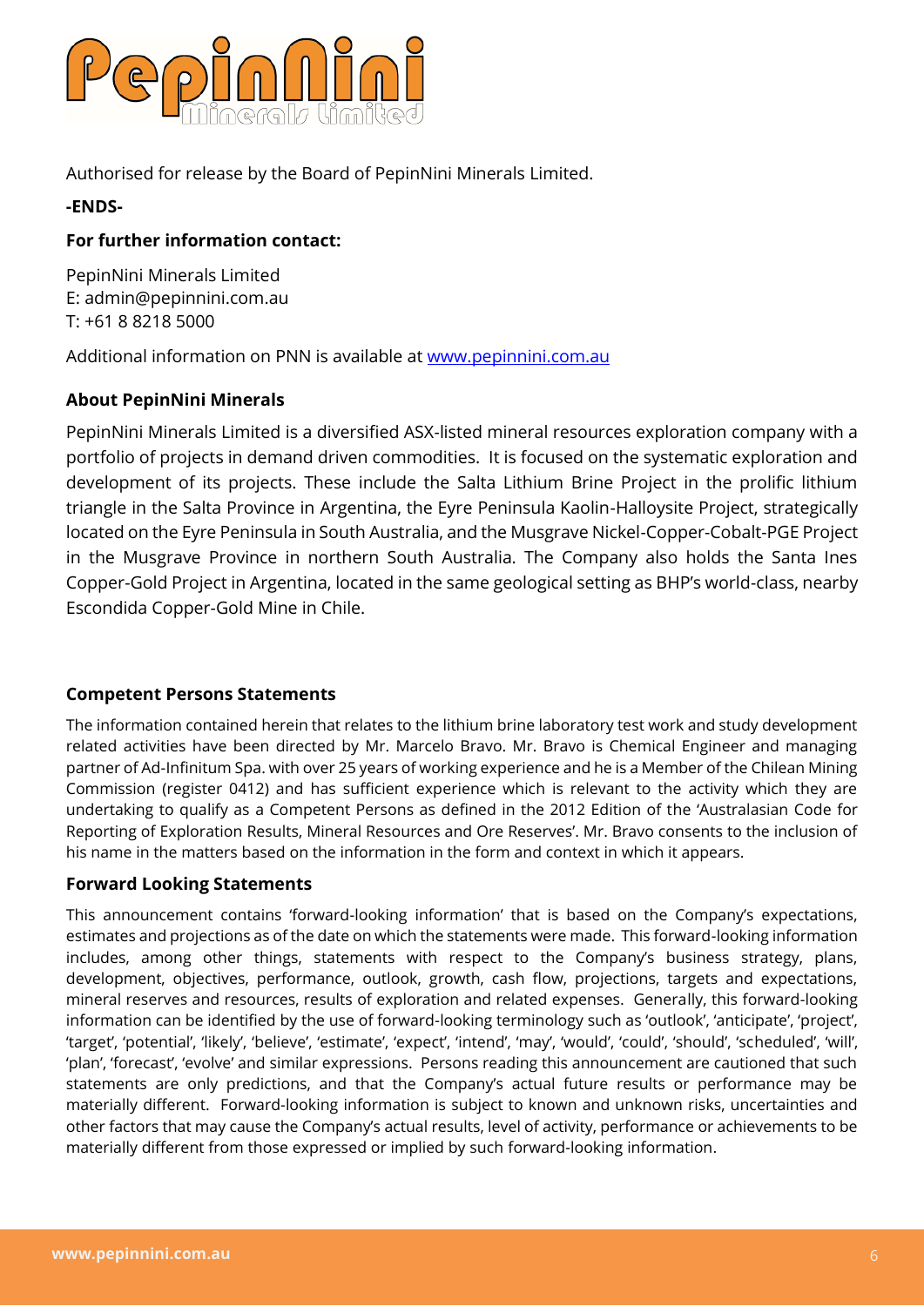Authorised for release by the Board of PepinNini Minerals Limited.

**-ENDS-**

**For further information contact:**

PepinNini Minerals Limited
E: admin@pepinnini.com.au
T: +61 8 8218 5000

Additional information on PNN is available at www.pepinnini.com.au

**About PepinNini Minerals**

PepinNini Minerals Limited is a diversified ASX-listed mineral resources exploration company with a portfolio of projects in demand driven commodities. It is focused on the systematic exploration and development of its projects. These include the Salta Lithium Brine Project in the prolific lithium triangle in the Salta Province in Argentina, the Eyre Peninsula Kaolin-Halloysite Project, strategically located on the Eyre Peninsula in South Australia, and the Musgrave Nickel-Copper-Cobalt-PGE Project in the Musgrave Province in northern South Australia. The Company also holds the Santa Ines Copper-Gold Project in Argentina, located in the same geological setting as BHP's world-class, nearby Escondida Copper-Gold Mine in Chile.

**Competent Persons Statements**

The information contained herein that relates to the lithium brine laboratory test work and study development related activities have been directed by Mr. Marcelo Bravo. Mr. Bravo is Chemical Engineer and managing partner of Ad-Infinitum Spa. with over 25 years of working experience and he is a Member of the Chilean Mining Commission (register 0412) and has sufficient experience which is relevant to the activity which they are undertaking to qualify as a Competent Persons as defined in the 2012 Edition of the 'Australasian Code for Reporting of Exploration Results, Mineral Resources and Ore Reserves'. Mr. Bravo consents to the inclusion of his name in the matters based on the information in the form and context in which it appears.

**Forward Looking Statements**

This announcement contains 'forward-looking information' that is based on the Company's expectations, estimates and projections as of the date on which the statements were made. This forward-looking information includes, among other things, statements with respect to the Company's business strategy, plans, development, objectives, performance, outlook, growth, cash flow, projections, targets and expectations, mineral reserves and resources, results of exploration and related expenses. Generally, this forward-looking information can be identified by the use of forward-looking terminology such as 'outlook', 'anticipate', 'project', 'target', 'potential', 'likely', 'believe', 'estimate', 'expect', 'intend', 'may', 'would', 'could', 'should', 'scheduled', 'will', 'plan', 'forecast', 'evolve' and similar expressions. Persons reading this announcement are cautioned that such statements are only predictions, and that the Company's actual future results or performance may be materially different. Forward-looking information is subject to known and unknown risks, uncertainties and other factors that may cause the Company's actual results, level of activity, performance or achievements to be materially different from those expressed or implied by such forward-looking information.